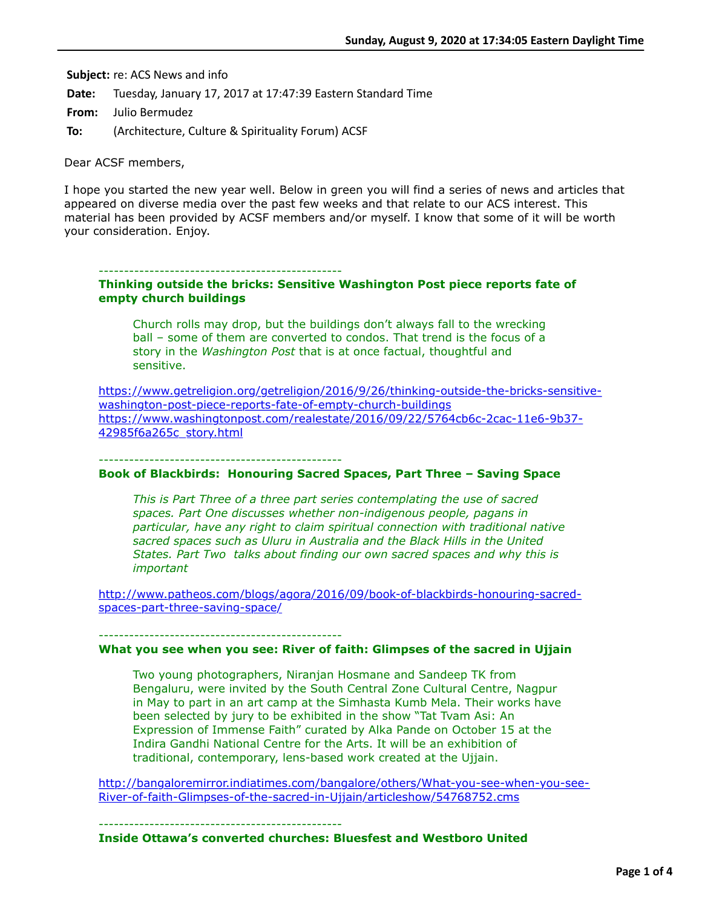**Subject:** re: ACS News and info

**Date:** Tuesday, January 17, 2017 at 17:47:39 Eastern Standard Time

**From:** Julio Bermudez

**To:** (Architecture, Culture & Spirituality Forum) ACSF

Dear ACSF members,

I hope you started the new year well. Below in green you will find a series of news and articles that appeared on diverse media over the past few weeks and that relate to our ACS interest. This material has been provided by ACSF members and/or myself. I know that some of it will be worth your consideration. Enjoy.

-----------------------------------------------

**Thinking outside the bricks: Sensitive Washington Post piece reports fate of empty church buildings**

> Church rolls may drop, but the buildings don't always fall to the wrecking ball – some of them are converted to condos. That trend is the focus of a story in the *Washington Post* that is at once factual, thoughtful and sensitive.

https://www.getreligion.org/getreligion/2016/9/26/thinking-outside-the-bricks-sensitive-washington-post-piece-reports-fate-of-empty-church-buildings
https://www.washingtonpost.com/realestate/2016/09/22/5764cb6c-2cac-11e6-9b37-42985f6a265c_story.html

-----------------------------------------------

**Book of Blackbirds: Honouring Sacred Spaces, Part Three – Saving Space**

> *This is Part Three of a three part series contemplating the use of sacred spaces. Part One discusses whether non-indigenous people, pagans in particular, have any right to claim spiritual connection with traditional native sacred spaces such as Uluru in Australia and the Black Hills in the United States. Part Two talks about finding our own sacred spaces and why this is important*

http://www.patheos.com/blogs/agora/2016/09/book-of-blackbirds-honouring-sacred-spaces-part-three-saving-space/

-----------------------------------------------

**What you see when you see: River of faith: Glimpses of the sacred in Ujjain**

> Two young photographers, Niranjan Hosmane and Sandeep TK from Bengaluru, were invited by the South Central Zone Cultural Centre, Nagpur in May to part in an art camp at the Simhasta Kumb Mela. Their works have been selected by jury to be exhibited in the show "Tat Tvam Asi: An Expression of Immense Faith" curated by Alka Pande on October 15 at the Indira Gandhi National Centre for the Arts. It will be an exhibition of traditional, contemporary, lens-based work created at the Ujjain.

http://bangaloremirror.indiatimes.com/bangalore/others/What-you-see-when-you-see-River-of-faith-Glimpses-of-the-sacred-in-Ujjain/articleshow/54768752.cms

-----------------------------------------------

**Inside Ottawa's converted churches: Bluesfest and Westboro United**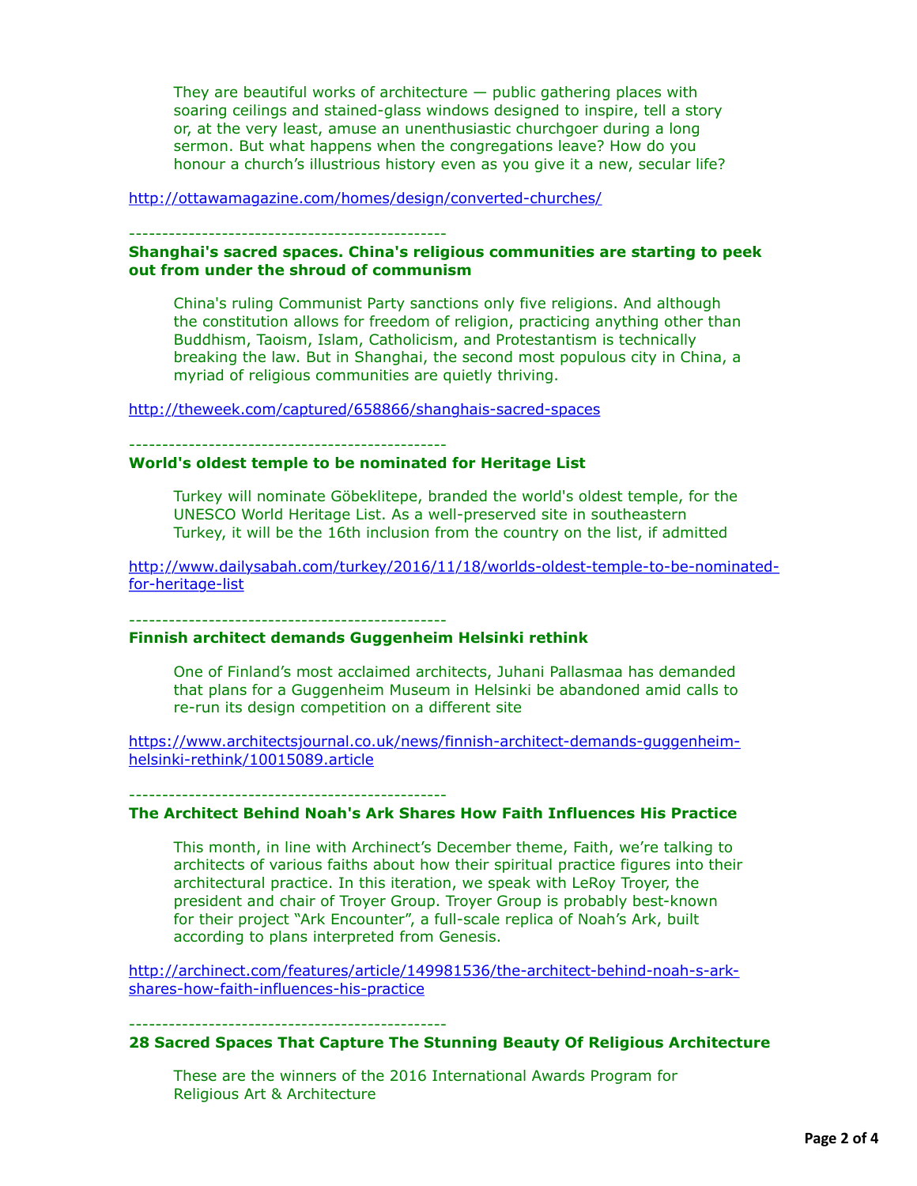> They are beautiful works of architecture — public gathering places with soaring ceilings and stained-glass windows designed to inspire, tell a story or, at the very least, amuse an unenthusiastic churchgoer during a long sermon. But what happens when the congregations leave? How do you honour a church's illustrious history even as you give it a new, secular life?

http://ottawamagazine.com/homes/design/converted-churches/

------------------------------------------------

**Shanghai's sacred spaces. China's religious communities are starting to peek out from under the shroud of communism**

> China's ruling Communist Party sanctions only five religions. And although the constitution allows for freedom of religion, practicing anything other than Buddhism, Taoism, Islam, Catholicism, and Protestantism is technically breaking the law. But in Shanghai, the second most populous city in China, a myriad of religious communities are quietly thriving.

http://theweek.com/captured/658866/shanghais-sacred-spaces

------------------------------------------------

**World's oldest temple to be nominated for Heritage List**

> Turkey will nominate Göbeklitepe, branded the world's oldest temple, for the UNESCO World Heritage List. As a well-preserved site in southeastern Turkey, it will be the 16th inclusion from the country on the list, if admitted

http://www.dailysabah.com/turkey/2016/11/18/worlds-oldest-temple-to-be-nominated-for-heritage-list

------------------------------------------------

**Finnish architect demands Guggenheim Helsinki rethink**

> One of Finland's most acclaimed architects, Juhani Pallasmaa has demanded that plans for a Guggenheim Museum in Helsinki be abandoned amid calls to re-run its design competition on a different site

https://www.architectsjournal.co.uk/news/finnish-architect-demands-guggenheim-helsinki-rethink/10015089.article

------------------------------------------------

**The Architect Behind Noah's Ark Shares How Faith Influences His Practice**

> This month, in line with Archinect's December theme, Faith, we're talking to architects of various faiths about how their spiritual practice figures into their architectural practice. In this iteration, we speak with LeRoy Troyer, the president and chair of Troyer Group. Troyer Group is probably best-known for their project "Ark Encounter", a full-scale replica of Noah's Ark, built according to plans interpreted from Genesis.

http://archinect.com/features/article/149981536/the-architect-behind-noah-s-ark-shares-how-faith-influences-his-practice

------------------------------------------------

**28 Sacred Spaces That Capture The Stunning Beauty Of Religious Architecture**

> These are the winners of the 2016 International Awards Program for Religious Art & Architecture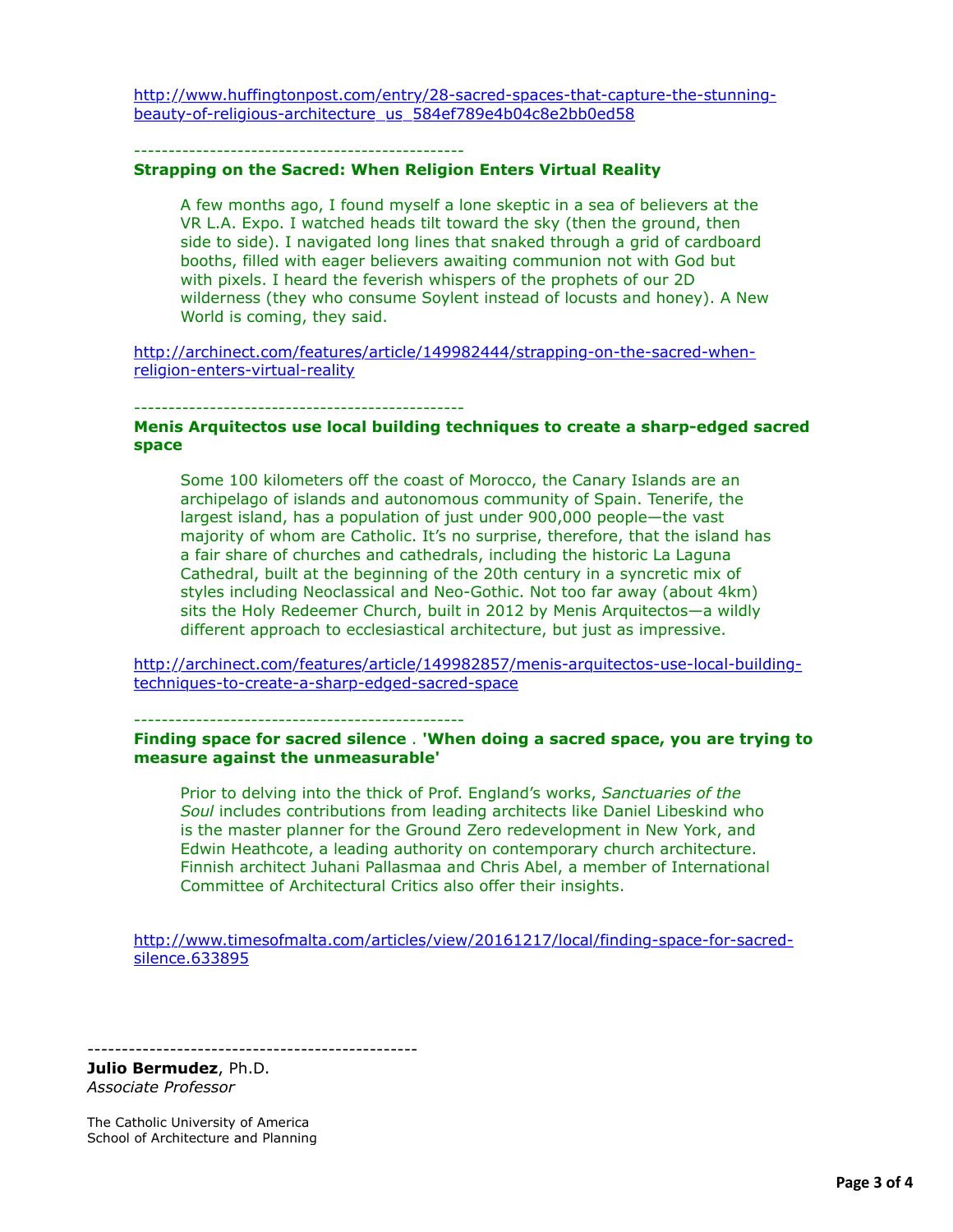http://www.huffingtonpost.com/entry/28-sacred-spaces-that-capture-the-stunning-beauty-of-religious-architecture_us_584ef789e4b04c8e2bb0ed58

-----------------------------------------------

**Strapping on the Sacred: When Religion Enters Virtual Reality**

> A few months ago, I found myself a lone skeptic in a sea of believers at the VR L.A. Expo. I watched heads tilt toward the sky (then the ground, then side to side). I navigated long lines that snaked through a grid of cardboard booths, filled with eager believers awaiting communion not with God but with pixels. I heard the feverish whispers of the prophets of our 2D wilderness (they who consume Soylent instead of locusts and honey). A New World is coming, they said.

http://archinect.com/features/article/149982444/strapping-on-the-sacred-when-religion-enters-virtual-reality

-----------------------------------------------

**Menis Arquitectos use local building techniques to create a sharp-edged sacred space**

> Some 100 kilometers off the coast of Morocco, the Canary Islands are an archipelago of islands and autonomous community of Spain. Tenerife, the largest island, has a population of just under 900,000 people—the vast majority of whom are Catholic. It's no surprise, therefore, that the island has a fair share of churches and cathedrals, including the historic La Laguna Cathedral, built at the beginning of the 20th century in a syncretic mix of styles including Neoclassical and Neo-Gothic. Not too far away (about 4km) sits the Holy Redeemer Church, built in 2012 by Menis Arquitectos—a wildly different approach to ecclesiastical architecture, but just as impressive.

http://archinect.com/features/article/149982857/menis-arquitectos-use-local-building-techniques-to-create-a-sharp-edged-sacred-space

-----------------------------------------------

**Finding space for sacred silence . 'When doing a sacred space, you are trying to measure against the unmeasurable'**

> Prior to delving into the thick of Prof. England's works, *Sanctuaries of the Soul* includes contributions from leading architects like Daniel Libeskind who is the master planner for the Ground Zero redevelopment in New York, and Edwin Heathcote, a leading authority on contemporary church architecture. Finnish architect Juhani Pallasmaa and Chris Abel, a member of International Committee of Architectural Critics also offer their insights.

http://www.timesofmalta.com/articles/view/20161217/local/finding-space-for-sacred-silence.633895

-----------------------------------------------

**Julio Bermudez**, Ph.D.
*Associate Professor*

The Catholic University of America
School of Architecture and Planning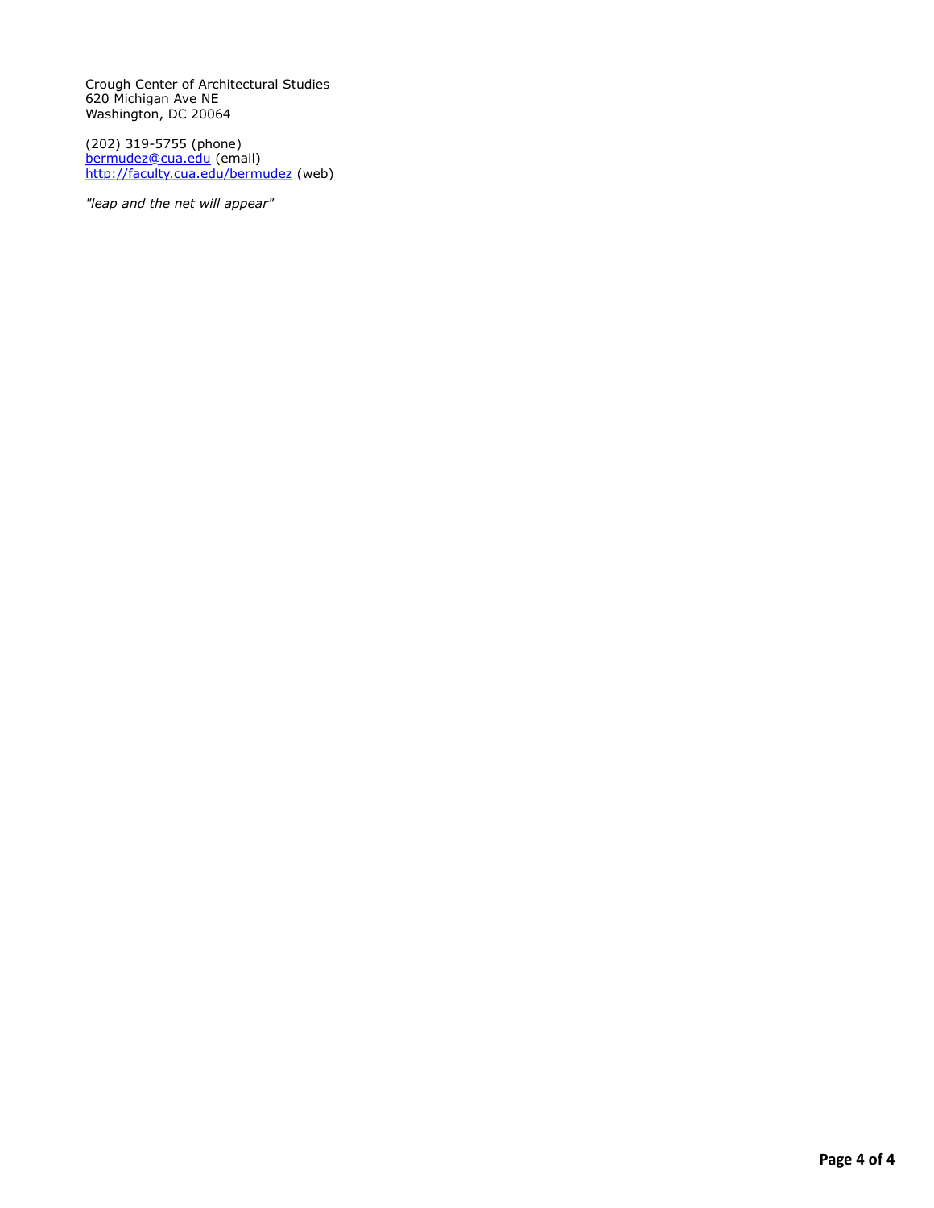Crough Center of Architectural Studies
620 Michigan Ave NE
Washington, DC 20064

(202) 319-5755 (phone)
bermudez@cua.edu (email)
http://faculty.cua.edu/bermudez (web)

*"leap and the net will appear"*